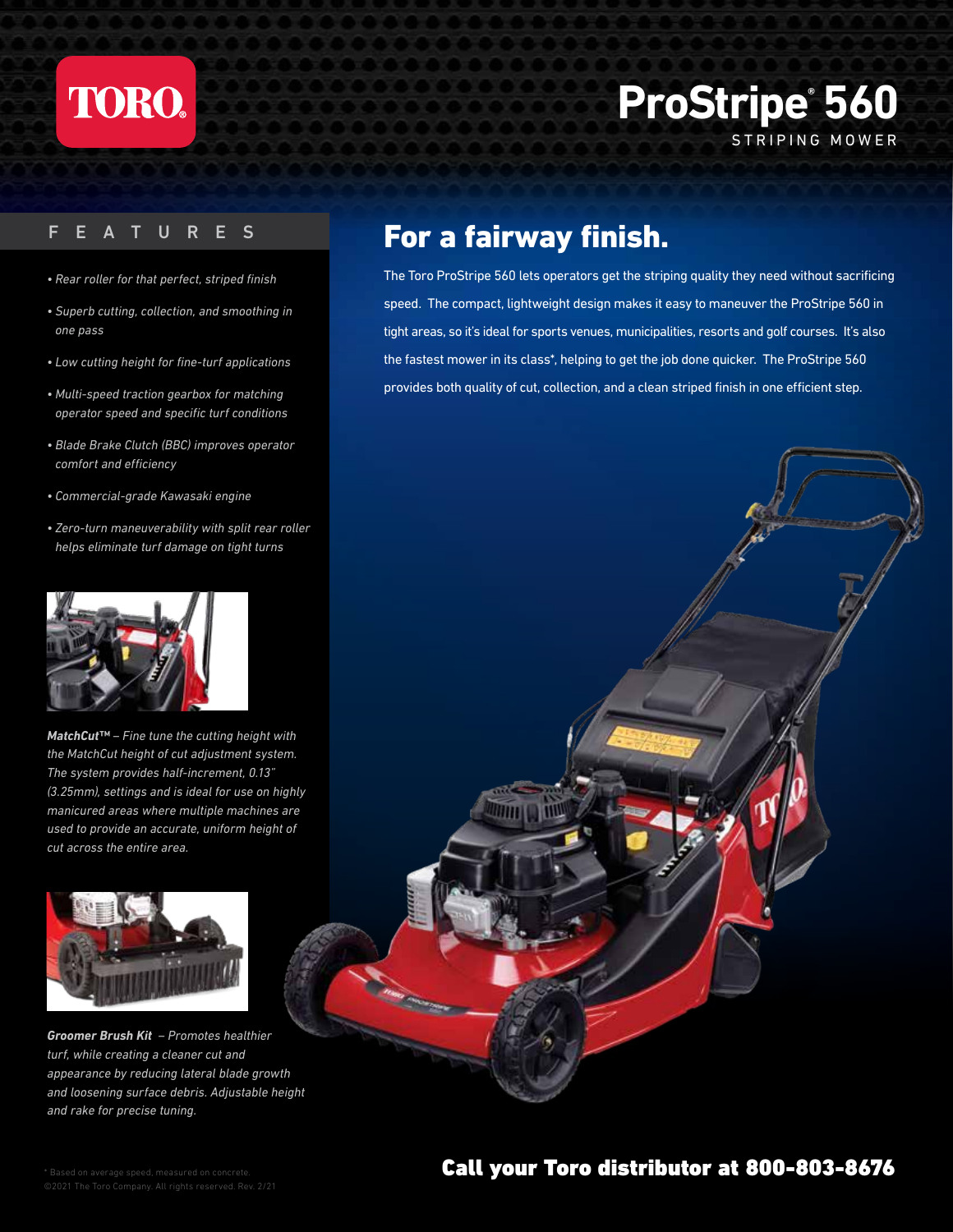TORO

# ProStripe® 560

STRIPING MOWER

## FEATURES

- *Rear roller for that perfect, striped finish*
- *Superb cutting, collection, and smoothing in one pass*
- *Low cutting height for fine-turf applications*
- *Multi-speed traction gearbox for matching operator speed and specific turf conditions*
- *Blade Brake Clutch (BBC) improves operator comfort and efficiency*
- *Commercial-grade Kawasaki engine*
- *Zero-turn maneuverability with split rear roller helps eliminate turf damage on tight turns*

***MatchCut™*** *– Fine tune the cutting height with the MatchCut height of cut adjustment system. The system provides half-increment, 0.13" (3.25mm), settings and is ideal for use on highly manicured areas where multiple machines are used to provide an accurate, uniform height of cut across the entire area.*

***Groomer Brush Kit*** *– Promotes healthier turf, while creating a cleaner cut and appearance by reducing lateral blade growth and loosening surface debris. Adjustable height and rake for precise tuning.*

## For a fairway finish.

The Toro ProStripe 560 lets operators get the striping quality they need without sacrificing speed. The compact, lightweight design makes it easy to maneuver the ProStripe 560 in tight areas, so it's ideal for sports venues, municipalities, resorts and golf courses. It's also the fastest mower in its class*, helping to get the job done quicker. The ProStripe 560 provides both quality of cut, collection, and a clean striped finish in one efficient step.

**Call your Toro distributor at 800-803-8676**

* Based on average speed, measured on concrete.
©2021 The Toro Company. All rights reserved. Rev. 2/21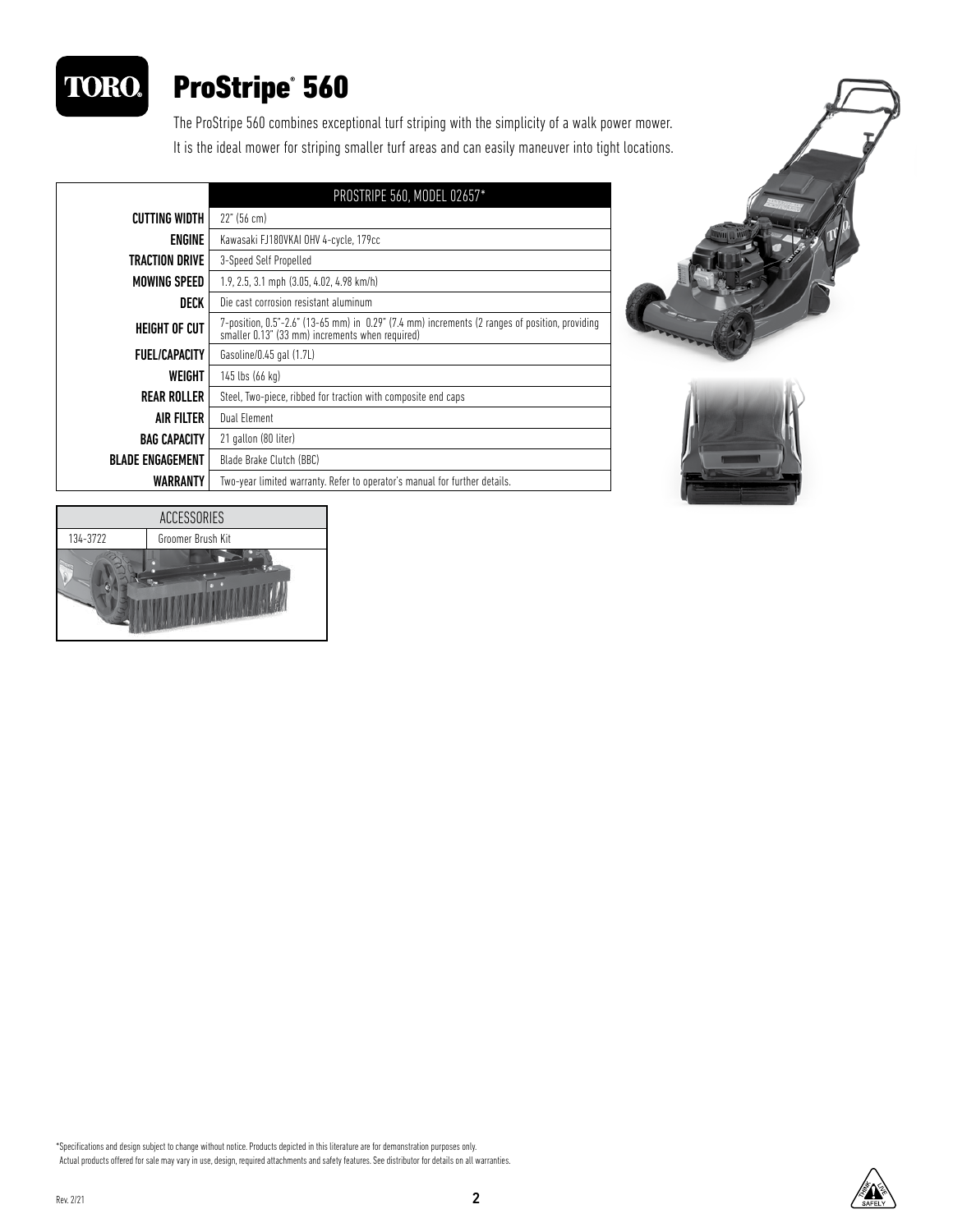# ProStripe® 560

The ProStripe 560 combines exceptional turf striping with the simplicity of a walk power mower. It is the ideal mower for striping smaller turf areas and can easily maneuver into tight locations.

| | PROSTRIPE 560, MODEL 02657* |
|---|---|
| **CUTTING WIDTH** | 22" (56 cm) |
| **ENGINE** | Kawasaki FJ180VKAI OHV 4-cycle, 179cc |
| **TRACTION DRIVE** | 3-Speed Self Propelled |
| **MOWING SPEED** | 1.9, 2.5, 3.1 mph (3.05, 4.02, 4.98 km/h) |
| **DECK** | Die cast corrosion resistant aluminum |
| **HEIGHT OF CUT** | 7-position, 0.5"-2.6" (13-65 mm) in 0.29" (7.4 mm) increments (2 ranges of position, providing smaller 0.13" (33 mm) increments when required) |
| **FUEL/CAPACITY** | Gasoline/0.45 gal (1.7L) |
| **WEIGHT** | 145 lbs (66 kg) |
| **REAR ROLLER** | Steel, Two-piece, ribbed for traction with composite end caps |
| **AIR FILTER** | Dual Element |
| **BAG CAPACITY** | 21 gallon (80 liter) |
| **BLADE ENGAGEMENT** | Blade Brake Clutch (BBC) |
| **WARRANTY** | Two-year limited warranty. Refer to operator's manual for further details. |

| ACCESSORIES | |
|---|---|
| 134-3722 | Groomer Brush Kit |

*Specifications and design subject to change without notice. Products depicted in this literature are for demonstration purposes only. Actual products offered for sale may vary in use, design, required attachments and safety features. See distributor for details on all warranties.

Rev. 2/21